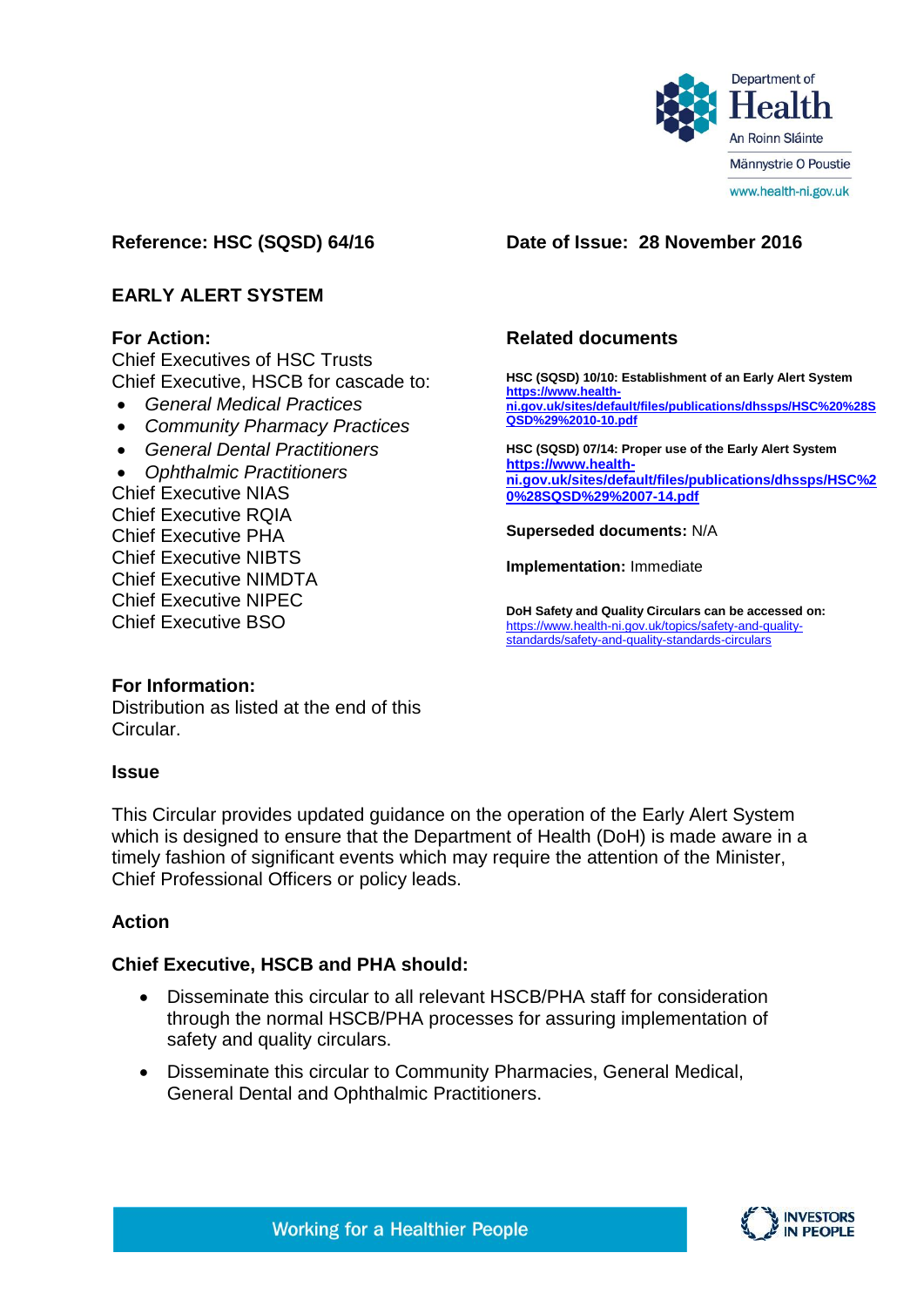Department of Health
An Roinn Sláinte
Männystrie O Poustie
www.health-ni.gov.uk

**Reference: HSC (SQSD) 64/16**

**Date of Issue: 28 November 2016**

## EARLY ALERT SYSTEM

**For Action:**

Chief Executives of HSC Trusts
Chief Executive, HSCB for cascade to:

- *General Medical Practices*
- *Community Pharmacy Practices*
- *General Dental Practitioners*
- *Ophthalmic Practitioners*

Chief Executive NIAS
Chief Executive RQIA
Chief Executive PHA
Chief Executive NIBTS
Chief Executive NIMDTA
Chief Executive NIPEC
Chief Executive BSO

**Related documents**

**HSC (SQSD) 10/10: Establishment of an Early Alert System**
**https://www.health-ni.gov.uk/sites/default/files/publications/dhssps/HSC%20%28SQSD%29%2010-10.pdf**

**HSC (SQSD) 07/14: Proper use of the Early Alert System**
**https://www.health-ni.gov.uk/sites/default/files/publications/dhssps/HSC%20%28SQSD%29%2007-14.pdf**

**Superseded documents:** N/A

**Implementation:** Immediate

**DoH Safety and Quality Circulars can be accessed on:**
https://www.health-ni.gov.uk/topics/safety-and-quality-standards/safety-and-quality-standards-circulars

**For Information:**

Distribution as listed at the end of this Circular.

### Issue

This Circular provides updated guidance on the operation of the Early Alert System which is designed to ensure that the Department of Health (DoH) is made aware in a timely fashion of significant events which may require the attention of the Minister, Chief Professional Officers or policy leads.

### Action

**Chief Executive, HSCB and PHA should:**

- Disseminate this circular to all relevant HSCB/PHA staff for consideration through the normal HSCB/PHA processes for assuring implementation of safety and quality circulars.
- Disseminate this circular to Community Pharmacies, General Medical, General Dental and Ophthalmic Practitioners.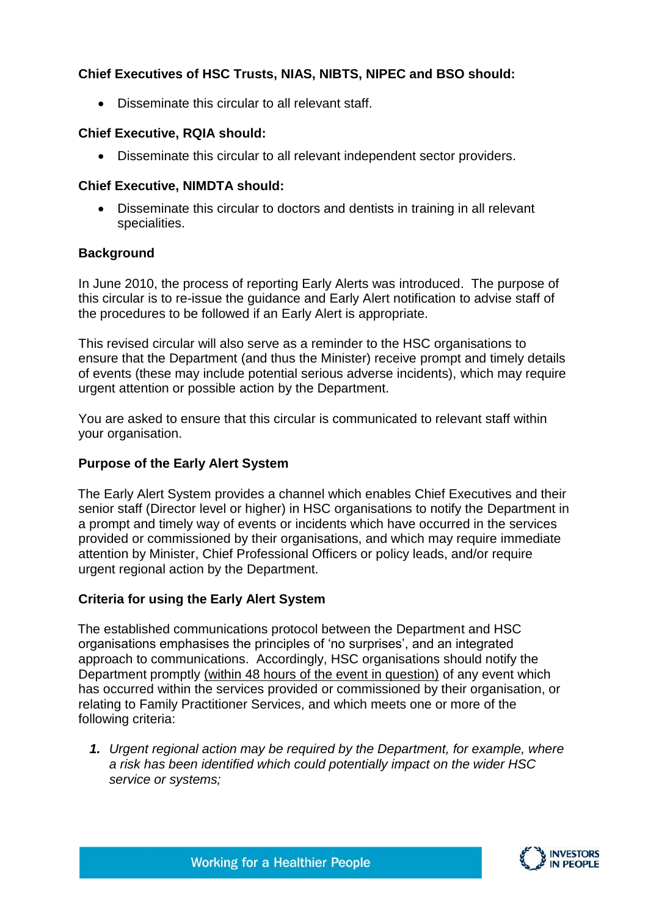**Chief Executives of HSC Trusts, NIAS, NIBTS, NIPEC and BSO should:**

- Disseminate this circular to all relevant staff.

**Chief Executive, RQIA should:**

- Disseminate this circular to all relevant independent sector providers.

**Chief Executive, NIMDTA should:**

- Disseminate this circular to doctors and dentists in training in all relevant specialities.

**Background**

In June 2010, the process of reporting Early Alerts was introduced. The purpose of this circular is to re-issue the guidance and Early Alert notification to advise staff of the procedures to be followed if an Early Alert is appropriate.

This revised circular will also serve as a reminder to the HSC organisations to ensure that the Department (and thus the Minister) receive prompt and timely details of events (these may include potential serious adverse incidents), which may require urgent attention or possible action by the Department.

You are asked to ensure that this circular is communicated to relevant staff within your organisation.

**Purpose of the Early Alert System**

The Early Alert System provides a channel which enables Chief Executives and their senior staff (Director level or higher) in HSC organisations to notify the Department in a prompt and timely way of events or incidents which have occurred in the services provided or commissioned by their organisations, and which may require immediate attention by Minister, Chief Professional Officers or policy leads, and/or require urgent regional action by the Department.

**Criteria for using the Early Alert System**

The established communications protocol between the Department and HSC organisations emphasises the principles of 'no surprises', and an integrated approach to communications. Accordingly, HSC organisations should notify the Department promptly (within 48 hours of the event in question) of any event which has occurred within the services provided or commissioned by their organisation, or relating to Family Practitioner Services, and which meets one or more of the following criteria:

1. *Urgent regional action may be required by the Department, for example, where a risk has been identified which could potentially impact on the wider HSC service or systems;*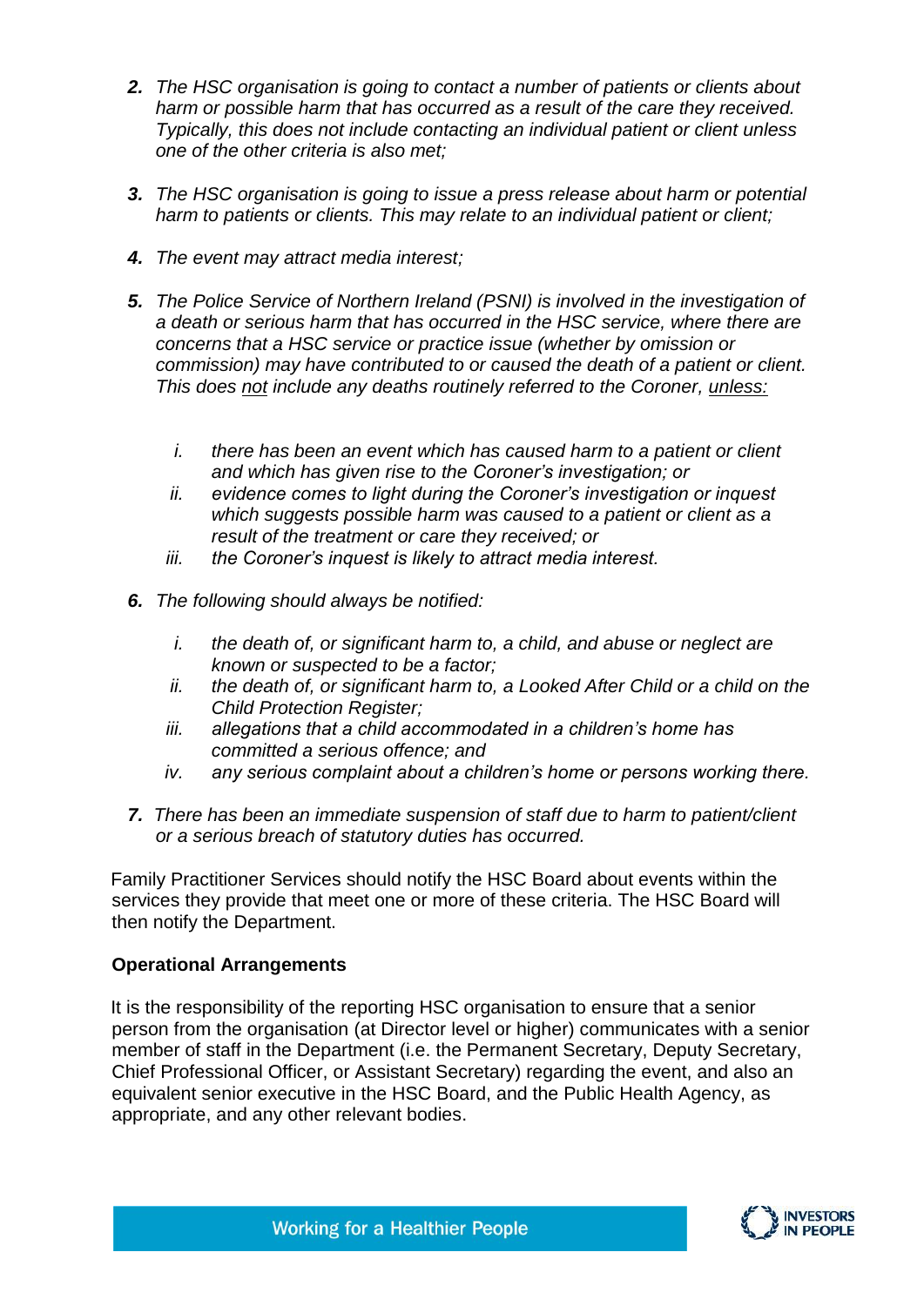2. *The HSC organisation is going to contact a number of patients or clients about harm or possible harm that has occurred as a result of the care they received. Typically, this does not include contacting an individual patient or client unless one of the other criteria is also met;*

3. *The HSC organisation is going to issue a press release about harm or potential harm to patients or clients. This may relate to an individual patient or client;*

4. *The event may attract media interest;*

5. *The Police Service of Northern Ireland (PSNI) is involved in the investigation of a death or serious harm that has occurred in the HSC service, where there are concerns that a HSC service or practice issue (whether by omission or commission) may have contributed to or caused the death of a patient or client. This does not include any deaths routinely referred to the Coroner, unless:*

   i. *there has been an event which has caused harm to a patient or client and which has given rise to the Coroner's investigation; or*
   ii. *evidence comes to light during the Coroner's investigation or inquest which suggests possible harm was caused to a patient or client as a result of the treatment or care they received; or*
   iii. *the Coroner's inquest is likely to attract media interest.*

6. *The following should always be notified:*

   i. *the death of, or significant harm to, a child, and abuse or neglect are known or suspected to be a factor;*
   ii. *the death of, or significant harm to, a Looked After Child or a child on the Child Protection Register;*
   iii. *allegations that a child accommodated in a children's home has committed a serious offence; and*
   iv. *any serious complaint about a children's home or persons working there.*

7. *There has been an immediate suspension of staff due to harm to patient/client or a serious breach of statutory duties has occurred.*

Family Practitioner Services should notify the HSC Board about events within the services they provide that meet one or more of these criteria. The HSC Board will then notify the Department.

**Operational Arrangements**

It is the responsibility of the reporting HSC organisation to ensure that a senior person from the organisation (at Director level or higher) communicates with a senior member of staff in the Department (i.e. the Permanent Secretary, Deputy Secretary, Chief Professional Officer, or Assistant Secretary) regarding the event, and also an equivalent senior executive in the HSC Board, and the Public Health Agency, as appropriate, and any other relevant bodies.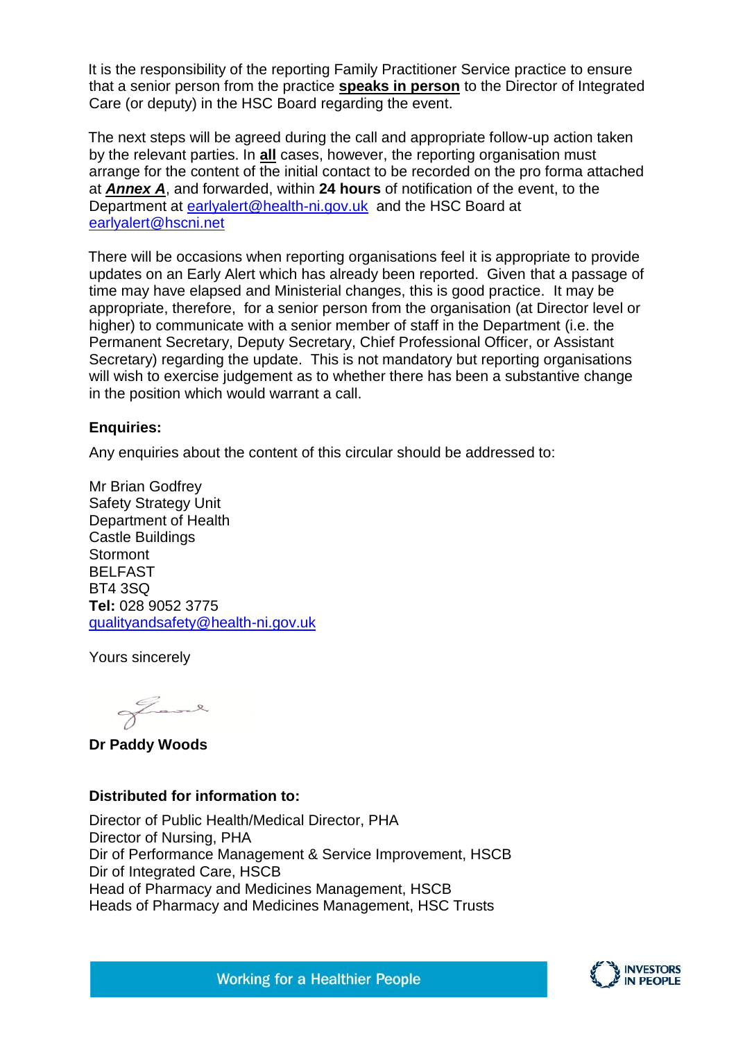It is the responsibility of the reporting Family Practitioner Service practice to ensure that a senior person from the practice **speaks in person** to the Director of Integrated Care (or deputy) in the HSC Board regarding the event.

The next steps will be agreed during the call and appropriate follow-up action taken by the relevant parties. In **all** cases, however, the reporting organisation must arrange for the content of the initial contact to be recorded on the pro forma attached at ***Annex A***, and forwarded, within **24 hours** of notification of the event, to the Department at earlyalert@health-ni.gov.uk and the HSC Board at earlyalert@hscni.net

There will be occasions when reporting organisations feel it is appropriate to provide updates on an Early Alert which has already been reported. Given that a passage of time may have elapsed and Ministerial changes, this is good practice. It may be appropriate, therefore, for a senior person from the organisation (at Director level or higher) to communicate with a senior member of staff in the Department (i.e. the Permanent Secretary, Deputy Secretary, Chief Professional Officer, or Assistant Secretary) regarding the update. This is not mandatory but reporting organisations will wish to exercise judgement as to whether there has been a substantive change in the position which would warrant a call.

**Enquiries:**

Any enquiries about the content of this circular should be addressed to:

Mr Brian Godfrey
Safety Strategy Unit
Department of Health
Castle Buildings
Stormont
BELFAST
BT4 3SQ
**Tel:** 028 9052 3775
qualityandsafety@health-ni.gov.uk

Yours sincerely

**Dr Paddy Woods**

**Distributed for information to:**

Director of Public Health/Medical Director, PHA
Director of Nursing, PHA
Dir of Performance Management & Service Improvement, HSCB
Dir of Integrated Care, HSCB
Head of Pharmacy and Medicines Management, HSCB
Heads of Pharmacy and Medicines Management, HSC Trusts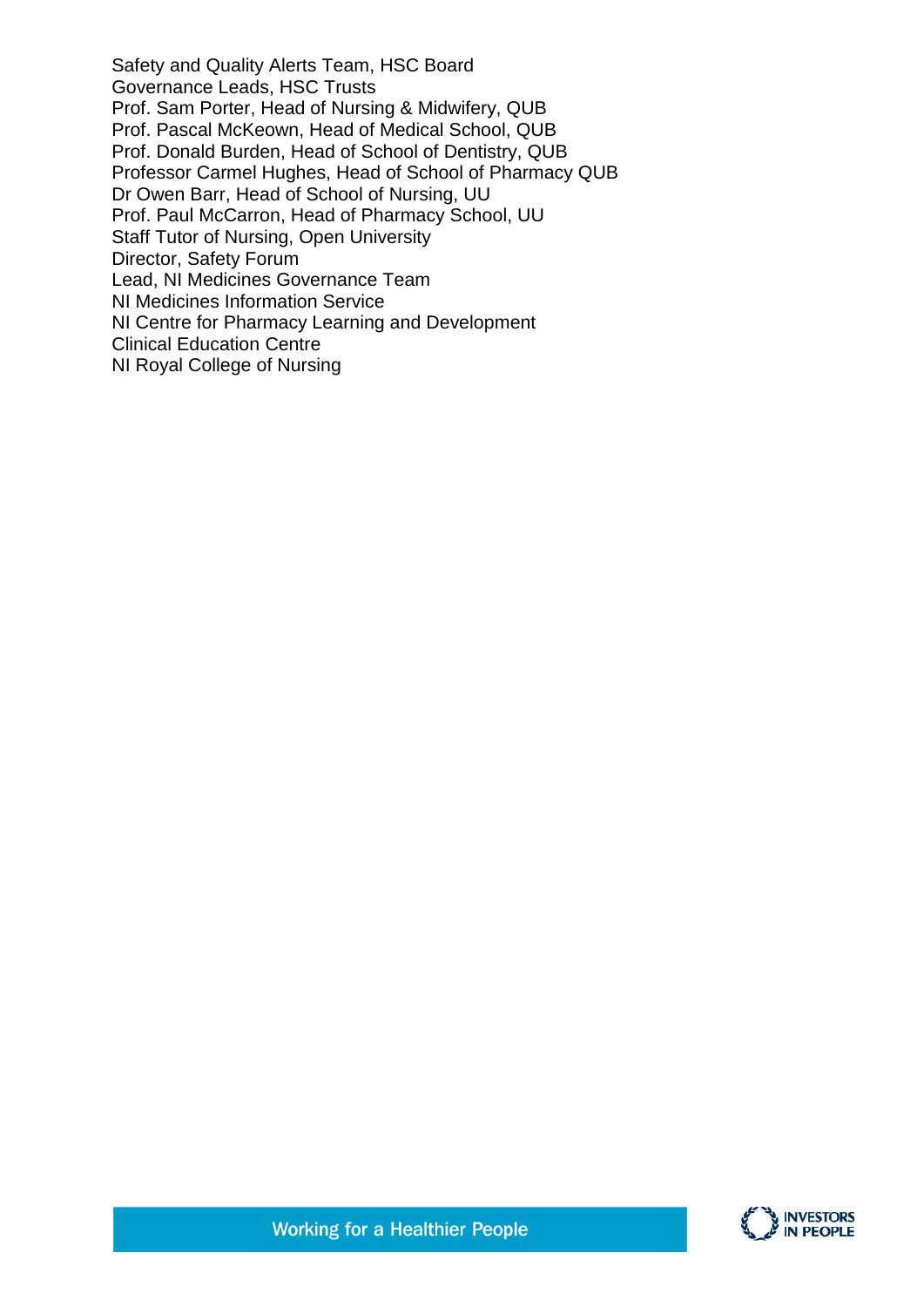Safety and Quality Alerts Team, HSC Board
Governance Leads, HSC Trusts
Prof. Sam Porter, Head of Nursing & Midwifery, QUB
Prof. Pascal McKeown, Head of Medical School, QUB
Prof. Donald Burden, Head of School of Dentistry, QUB
Professor Carmel Hughes, Head of School of Pharmacy QUB
Dr Owen Barr, Head of School of Nursing, UU
Prof. Paul McCarron, Head of Pharmacy School, UU
Staff Tutor of Nursing, Open University
Director, Safety Forum
Lead, NI Medicines Governance Team
NI Medicines Information Service
NI Centre for Pharmacy Learning and Development
Clinical Education Centre
NI Royal College of Nursing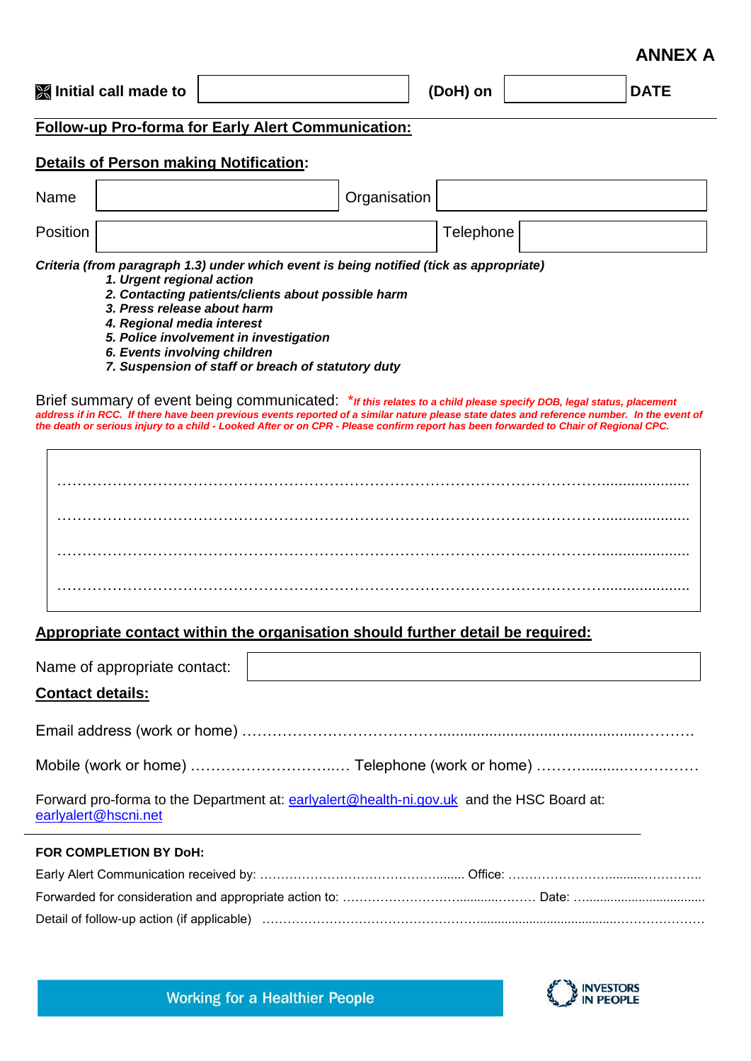**ANNEX A**

| ☒ **Initial call made to** | | **(DoH) on** | | **DATE** |
|---|---|---|---|---|

## Follow-up Pro-forma for Early Alert Communication:

### Details of Person making Notification:

| | | | |
|---|---|---|---|
| Name | | Organisation | |
| Position | | Telephone | |

***Criteria (from paragraph 1.3) under which event is being notified (tick as appropriate)***

1. ***Urgent regional action***
2. ***Contacting patients/clients about possible harm***
3. ***Press release about harm***
4. ***Regional media interest***
5. ***Police involvement in investigation***
6. ***Events involving children***
7. ***Suspension of staff or breach of statutory duty***

Brief summary of event being communicated: ****If this relates to a child please specify DOB, legal status, placement address if in RCC. If there have been previous events reported of a similar nature please state dates and reference number. In the event of the death or serious injury to a child - Looked After or on CPR - Please confirm report has been forwarded to Chair of Regional CPC.***

……………………………………………………………………………………………………………

……………………………………………………………………………………………………………

……………………………………………………………………………………………………………

……………………………………………………………………………………………………………

### Appropriate contact within the organisation should further detail be required:

Name of appropriate contact:

**Contact details:**

Email address (work or home) ……………………………………………………………………………

Mobile (work or home) ……………………………… Telephone (work or home) ………………………

Forward pro-forma to the Department at: earlyalert@health-ni.gov.uk and the HSC Board at: earlyalert@hscni.net

**FOR COMPLETION BY DoH:**

Early Alert Communication received by: ……………………………………………… Office: ………………………………………

Forwarded for consideration and appropriate action to: ……………………………………… Date: ………………………………

Detail of follow-up action (if applicable) ……………………………………………………………………………………………

Working for a Healthier People

INVESTORS IN PEOPLE